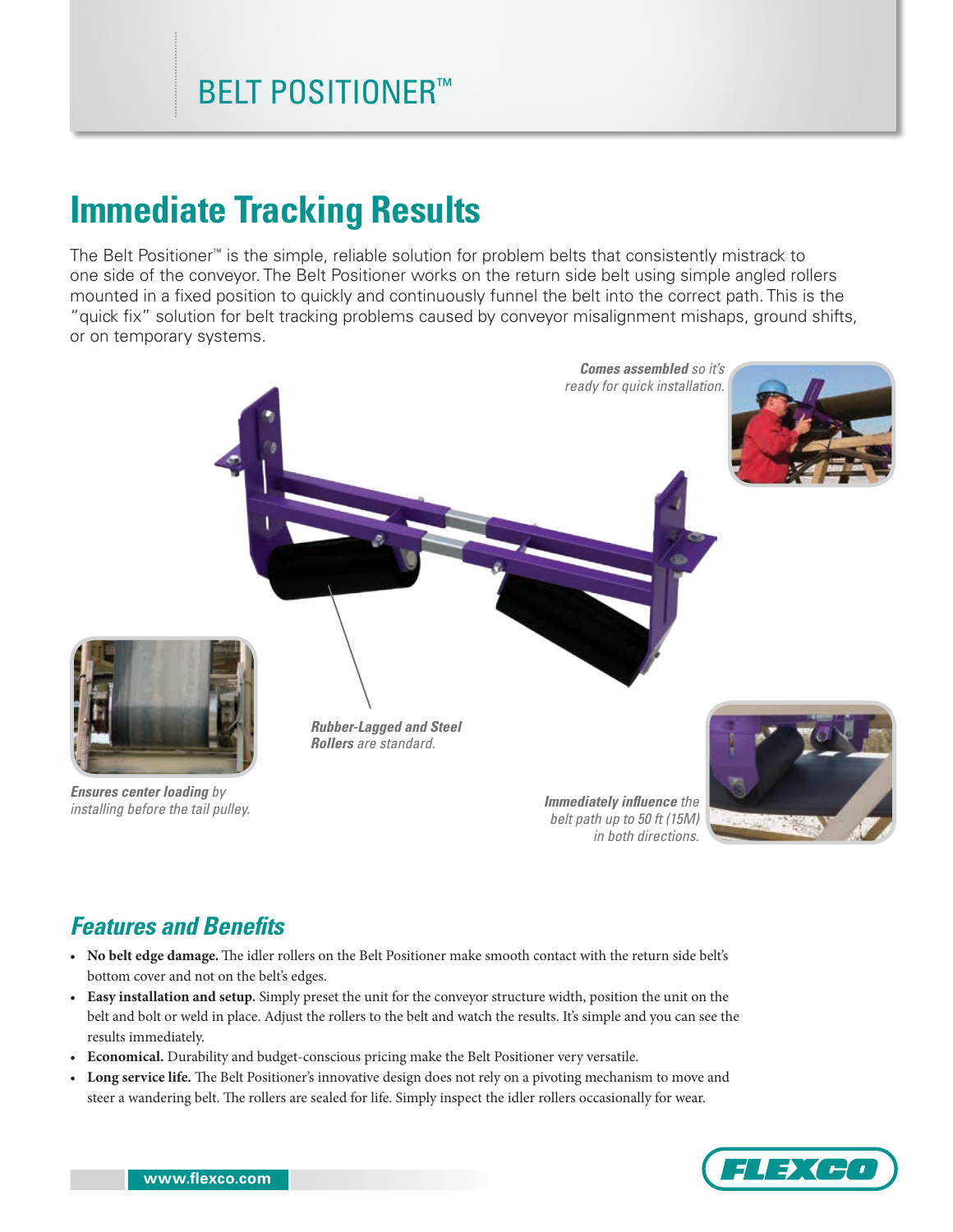# BELT POSITIONER™

## Immediate Tracking Results

The Belt Positioner™ is the simple, reliable solution for problem belts that consistently mistrack to one side of the conveyor. The Belt Positioner works on the return side belt using simple angled rollers mounted in a fixed position to quickly and continuously funnel the belt into the correct path. This is the "quick fix" solution for belt tracking problems caused by conveyor misalignment mishaps, ground shifts, or on temporary systems.

***Comes assembled** so it's ready for quick installation.*

***Rubber-Lagged and Steel Rollers** are standard.*

***Ensures center loading** by installing before the tail pulley.*

***Immediately influence** the belt path up to 50 ft (15M) in both directions.*

### *Features and Benefits*

- **No belt edge damage.** The idler rollers on the Belt Positioner make smooth contact with the return side belt's bottom cover and not on the belt's edges.
- **Easy installation and setup.** Simply preset the unit for the conveyor structure width, position the unit on the belt and bolt or weld in place. Adjust the rollers to the belt and watch the results. It's simple and you can see the results immediately.
- **Economical.** Durability and budget-conscious pricing make the Belt Positioner very versatile.
- **Long service life.** The Belt Positioner's innovative design does not rely on a pivoting mechanism to move and steer a wandering belt. The rollers are sealed for life. Simply inspect the idler rollers occasionally for wear.

www.flexco.com

FLEXCO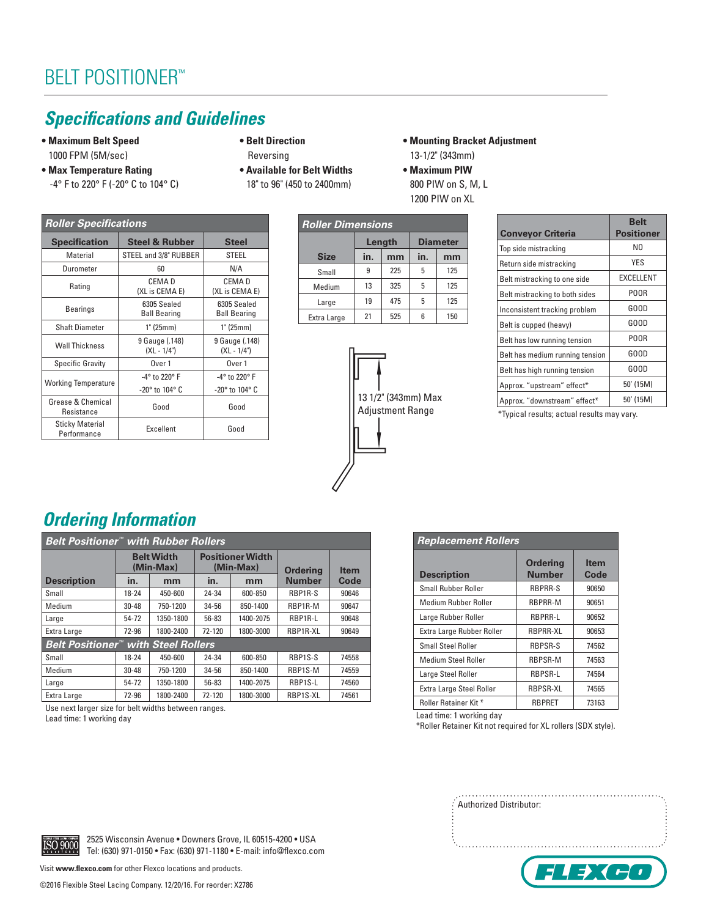# BELT POSITIONER™

## Specifications and Guidelines

- **Maximum Belt Speed**
  1000 FPM (5M/sec)
- **Max Temperature Rating**
  -4° F to 220° F (-20° C to 104° C)
- **Belt Direction**
  Reversing
- **Available for Belt Widths**
  18" to 96" (450 to 2400mm)
- **Mounting Bracket Adjustment**
  13-1/2" (343mm)
- **Maximum PIW**
  800 PIW on S, M, L
  1200 PIW on XL

**Roller Specifications**

| Specification | Steel & Rubber | Steel |
|---|---|---|
| Material | STEEL and 3/8" RUBBER | STEEL |
| Durometer | 60 | N/A |
| Rating | CEMA D (XL is CEMA E) | CEMA D (XL is CEMA E) |
| Bearings | 6305 Sealed Ball Bearing | 6305 Sealed Ball Bearing |
| Shaft Diameter | 1" (25mm) | 1" (25mm) |
| Wall Thickness | 9 Gauge (.148) (XL - 1/4") | 9 Gauge (.148) (XL - 1/4") |
| Specific Gravity | Over 1 | Over 1 |
| Working Temperature | -4° to 220° F<br>-20° to 104° C | -4° to 220° F<br>-20° to 104° C |
| Grease & Chemical Resistance | Good | Good |
| Sticky Material Performance | Excellent | Good |

**Roller Dimensions**

| Size | Length | | Diameter | |
|---|---|---|---|---|
| | in. | mm | in. | mm |
| Small | 9 | 225 | 5 | 125 |
| Medium | 13 | 325 | 5 | 125 |
| Large | 19 | 475 | 5 | 125 |
| Extra Large | 21 | 525 | 6 | 150 |

13 1/2" (343mm) Max
Adjustment Range

| Conveyor Criteria | Belt Positioner |
|---|---|
| Top side mistracking | NO |
| Return side mistracking | YES |
| Belt mistracking to one side | EXCELLENT |
| Belt mistracking to both sides | POOR |
| Inconsistent tracking problem | GOOD |
| Belt is cupped (heavy) | GOOD |
| Belt has low running tension | POOR |
| Belt has medium running tension | GOOD |
| Belt has high running tension | GOOD |
| Approx. "upstream" effect* | 50' (15M) |
| Approx. "downstream" effect* | 50' (15M) |

*Typical results; actual results may vary.

## Ordering Information

| Description | Belt Width (Min-Max) | | Positioner Width (Min-Max) | | Ordering Number | Item Code |
|---|---|---|---|---|---|---|
| | in. | mm | in. | mm | | |
| **Belt Positioner™ with Rubber Rollers** | | | | | | |
| Small | 18-24 | 450-600 | 24-34 | 600-850 | RBP1R-S | 90646 |
| Medium | 30-48 | 750-1200 | 34-56 | 850-1400 | RBP1R-M | 90647 |
| Large | 54-72 | 1350-1800 | 56-83 | 1400-2075 | RBP1R-L | 90648 |
| Extra Large | 72-96 | 1800-2400 | 72-120 | 1800-3000 | RBP1R-XL | 90649 |
| **Belt Positioner™ with Steel Rollers** | | | | | | |
| Small | 18-24 | 450-600 | 24-34 | 600-850 | RBP1S-S | 74558 |
| Medium | 30-48 | 750-1200 | 34-56 | 850-1400 | RBP1S-M | 74559 |
| Large | 54-72 | 1350-1800 | 56-83 | 1400-2075 | RBP1S-L | 74560 |
| Extra Large | 72-96 | 1800-2400 | 72-120 | 1800-3000 | RBP1S-XL | 74561 |

Use next larger size for belt widths between ranges.
Lead time: 1 working day

**Replacement Rollers**

| Description | Ordering Number | Item Code |
|---|---|---|
| Small Rubber Roller | RBPRR-S | 90650 |
| Medium Rubber Roller | RBPRR-M | 90651 |
| Large Rubber Roller | RBPRR-L | 90652 |
| Extra Large Rubber Roller | RBPRR-XL | 90653 |
| Small Steel Roller | RBPSR-S | 74562 |
| Medium Steel Roller | RBPSR-M | 74563 |
| Large Steel Roller | RBPSR-L | 74564 |
| Extra Large Steel Roller | RBPSR-XL | 74565 |
| Roller Retainer Kit * | RBPRET | 73163 |

Lead time: 1 working day
*Roller Retainer Kit not required for XL rollers (SDX style).

Authorized Distributor:

ISO 9000

2525 Wisconsin Avenue • Downers Grove, IL 60515-4200 • USA
Tel: (630) 971-0150 • Fax: (630) 971-1180 • E-mail: info@flexco.com

Visit **www.flexco.com** for other Flexco locations and products.

©2016 Flexible Steel Lacing Company. 12/20/16. For reorder: X2786

FLEXCO